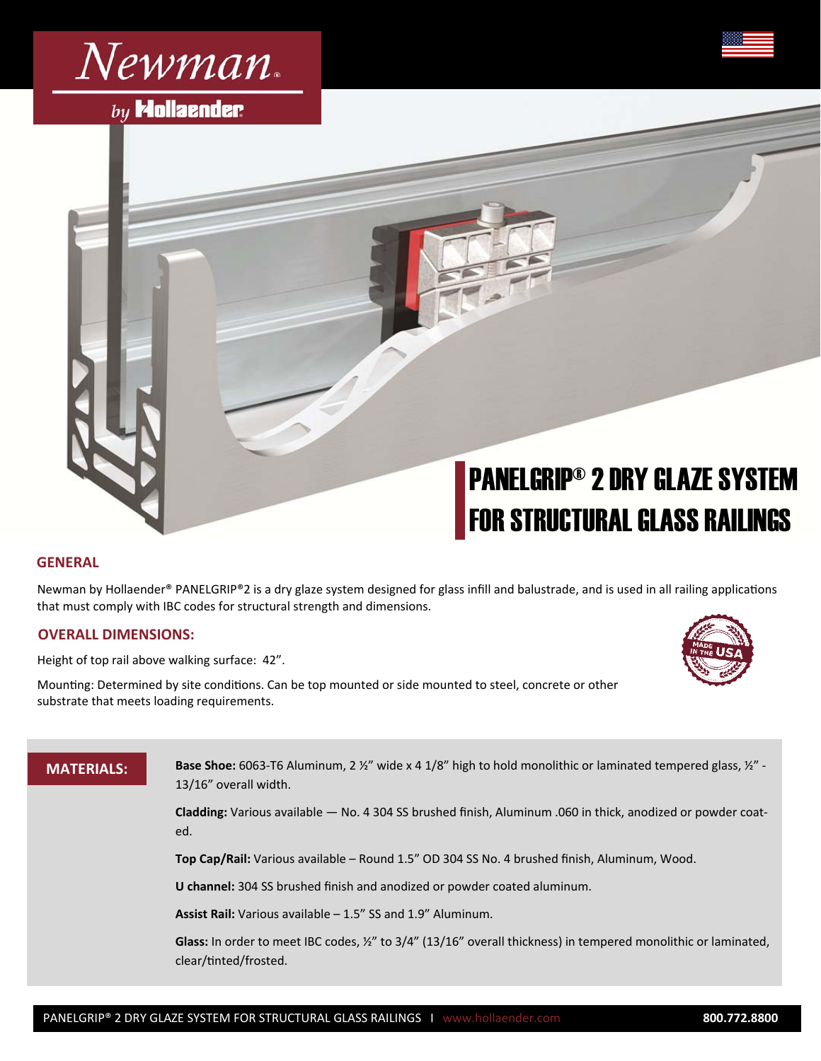# PANELGRIP® 2 DRY GLAZE SYSTEM FOR STRUCTURAL GLASS RAILINGS

## GENERAL

Newman by Hollaender® PANELGRIP®2 is a dry glaze system designed for glass infill and balustrade, and is used in all railing applications that must comply with IBC codes for structural strength and dimensions.

## OVERALL DIMENSIONS:

Height of top rail above walking surface: 42".

Mounting: Determined by site conditions. Can be top mounted or side mounted to steel, concrete or other substrate that meets loading requirements.

## MATERIALS:

**Base Shoe:** 6063-T6 Aluminum, 2 ½" wide x 4 1/8" high to hold monolithic or laminated tempered glass, ½" - 13/16" overall width.

**Cladding:** Various available — No. 4 304 SS brushed finish, Aluminum .060 in thick, anodized or powder coated.

**Top Cap/Rail:** Various available – Round 1.5" OD 304 SS No. 4 brushed finish, Aluminum, Wood.

**U channel:** 304 SS brushed finish and anodized or powder coated aluminum.

**Assist Rail:** Various available – 1.5" SS and 1.9" Aluminum.

**Glass:** In order to meet IBC codes, ½" to 3/4" (13/16" overall thickness) in tempered monolithic or laminated, clear/tinted/frosted.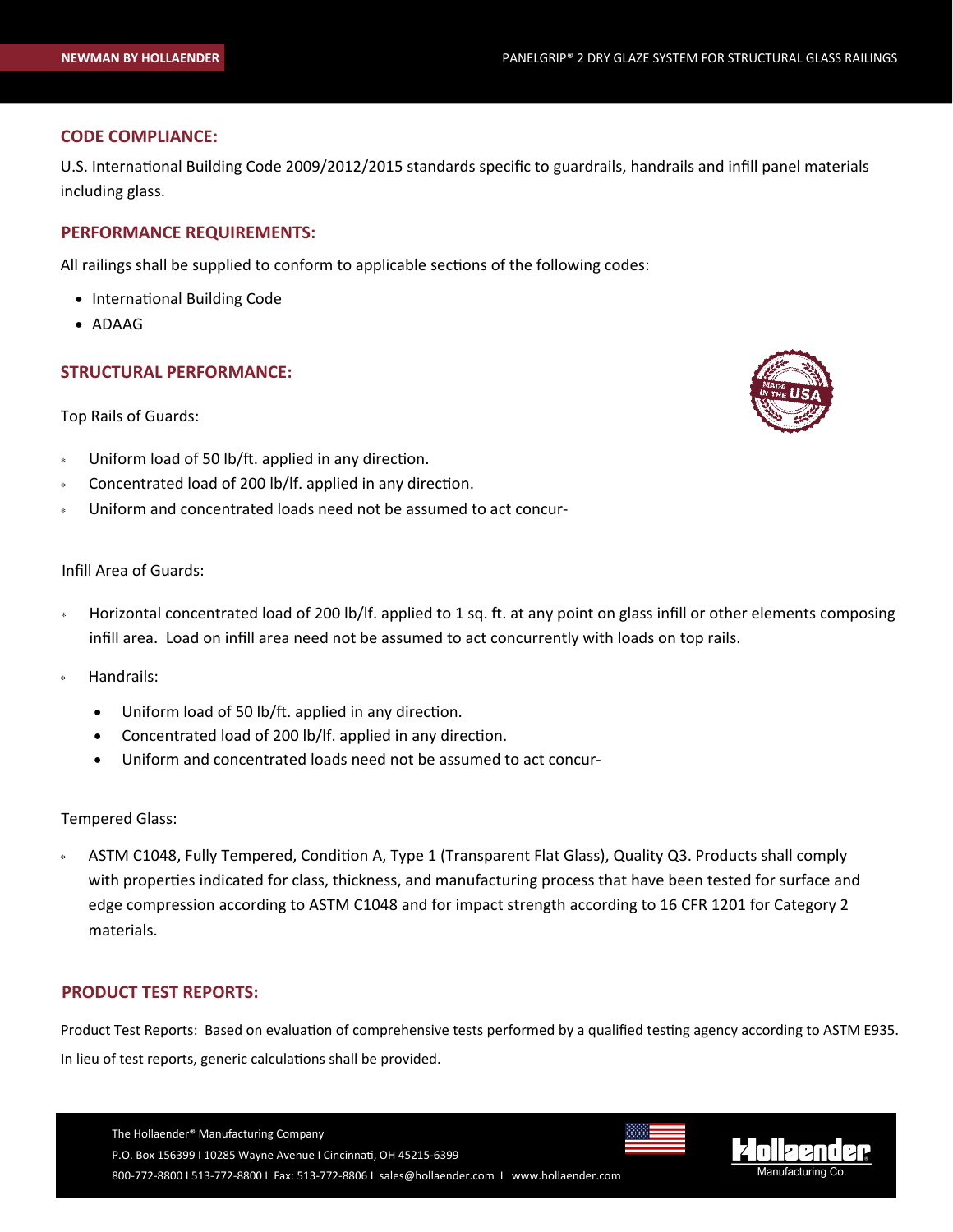## CODE COMPLIANCE:

U.S. International Building Code 2009/2012/2015 standards specific to guardrails, handrails and infill panel materials including glass.

## PERFORMANCE REQUIREMENTS:

All railings shall be supplied to conform to applicable sections of the following codes:

- International Building Code
- ADAAG

## STRUCTURAL PERFORMANCE:

Top Rails of Guards:

- Uniform load of 50 lb/ft. applied in any direction.
- Concentrated load of 200 lb/lf. applied in any direction.
- Uniform and concentrated loads need not be assumed to act concur-

Infill Area of Guards:

- Horizontal concentrated load of 200 lb/lf. applied to 1 sq. ft. at any point on glass infill or other elements composing infill area. Load on infill area need not be assumed to act concurrently with loads on top rails.
- Handrails:
  - Uniform load of 50 lb/ft. applied in any direction.
  - Concentrated load of 200 lb/lf. applied in any direction.
  - Uniform and concentrated loads need not be assumed to act concur-

Tempered Glass:

- ASTM C1048, Fully Tempered, Condition A, Type 1 (Transparent Flat Glass), Quality Q3. Products shall comply with properties indicated for class, thickness, and manufacturing process that have been tested for surface and edge compression according to ASTM C1048 and for impact strength according to 16 CFR 1201 for Category 2 materials.

## PRODUCT TEST REPORTS:

Product Test Reports: Based on evaluation of comprehensive tests performed by a qualified testing agency according to ASTM E935. In lieu of test reports, generic calculations shall be provided.